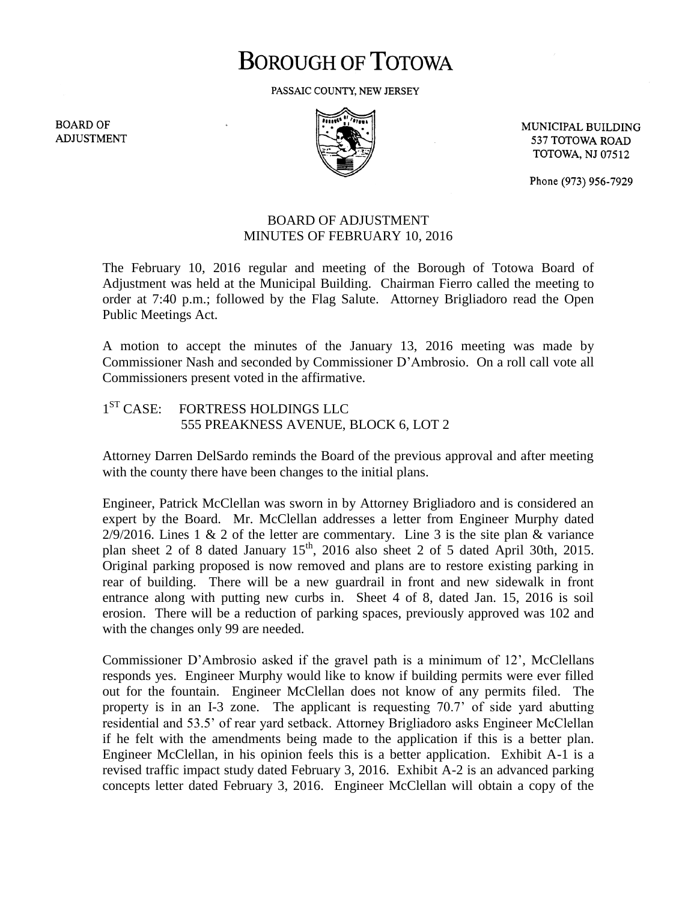# BOROUGH OF TOTOWA

PASSAIC COUNTY, NEW JERSEY

BOARD OF ADJUSTMENT

MUNICIPAL BUILDING
537 TOTOWA ROAD
TOTOWA, NJ 07512

Phone (973) 956-7929

## BOARD OF ADJUSTMENT
## MINUTES OF FEBRUARY 10, 2016

The February 10, 2016 regular and meeting of the Borough of Totowa Board of Adjustment was held at the Municipal Building. Chairman Fierro called the meeting to order at 7:40 p.m.; followed by the Flag Salute. Attorney Brigliadoro read the Open Public Meetings Act.

A motion to accept the minutes of the January 13, 2016 meeting was made by Commissioner Nash and seconded by Commissioner D'Ambrosio. On a roll call vote all Commissioners present voted in the affirmative.

1ST CASE: FORTRESS HOLDINGS LLC
555 PREAKNESS AVENUE, BLOCK 6, LOT 2

Attorney Darren DelSardo reminds the Board of the previous approval and after meeting with the county there have been changes to the initial plans.

Engineer, Patrick McClellan was sworn in by Attorney Brigliadoro and is considered an expert by the Board. Mr. McClellan addresses a letter from Engineer Murphy dated 2/9/2016. Lines 1 & 2 of the letter are commentary. Line 3 is the site plan & variance plan sheet 2 of 8 dated January 15th, 2016 also sheet 2 of 5 dated April 30th, 2015. Original parking proposed is now removed and plans are to restore existing parking in rear of building. There will be a new guardrail in front and new sidewalk in front entrance along with putting new curbs in. Sheet 4 of 8, dated Jan. 15, 2016 is soil erosion. There will be a reduction of parking spaces, previously approved was 102 and with the changes only 99 are needed.

Commissioner D'Ambrosio asked if the gravel path is a minimum of 12', McClellans responds yes. Engineer Murphy would like to know if building permits were ever filled out for the fountain. Engineer McClellan does not know of any permits filed. The property is in an I-3 zone. The applicant is requesting 70.7' of side yard abutting residential and 53.5' of rear yard setback. Attorney Brigliadoro asks Engineer McClellan if he felt with the amendments being made to the application if this is a better plan. Engineer McClellan, in his opinion feels this is a better application. Exhibit A-1 is a revised traffic impact study dated February 3, 2016. Exhibit A-2 is an advanced parking concepts letter dated February 3, 2016. Engineer McClellan will obtain a copy of the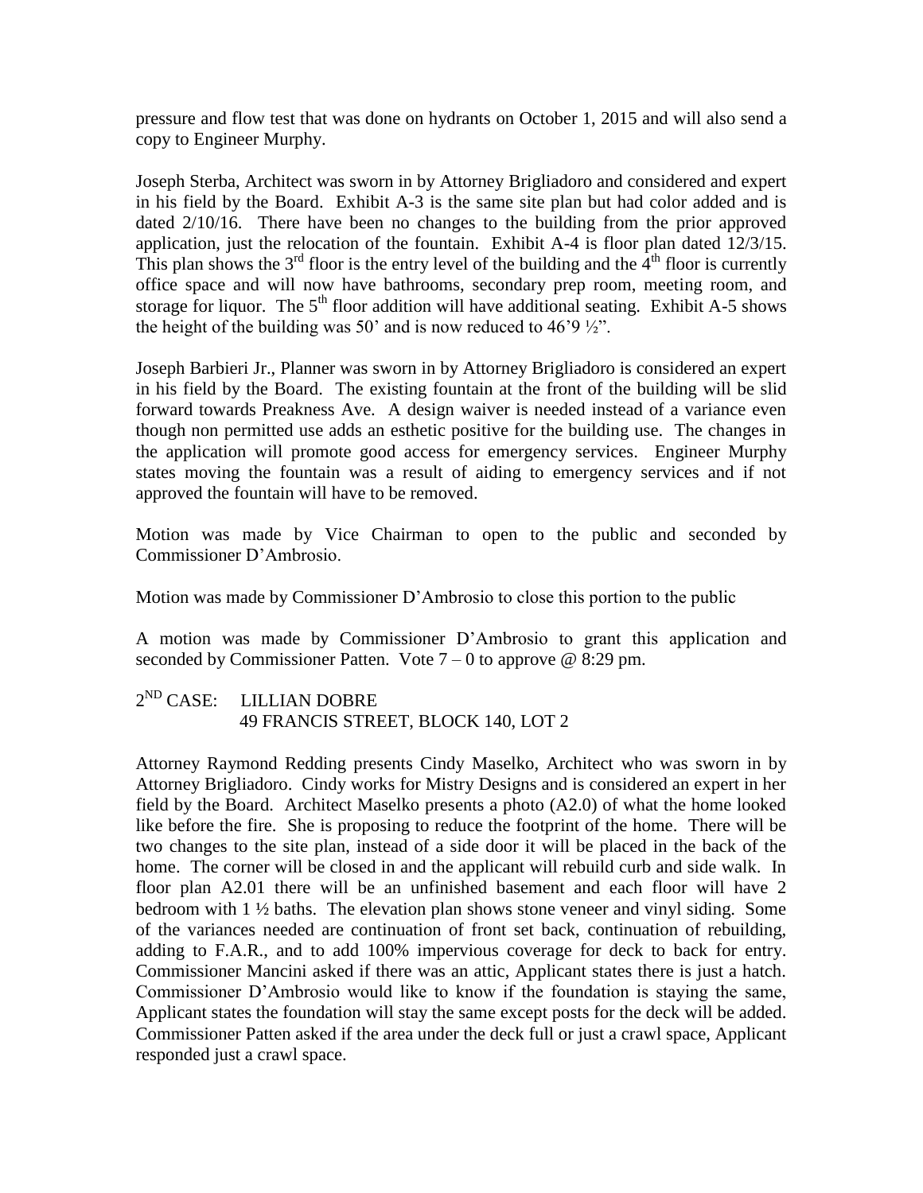pressure and flow test that was done on hydrants on October 1, 2015 and will also send a copy to Engineer Murphy.

Joseph Sterba, Architect was sworn in by Attorney Brigliadoro and considered and expert in his field by the Board. Exhibit A-3 is the same site plan but had color added and is dated 2/10/16. There have been no changes to the building from the prior approved application, just the relocation of the fountain. Exhibit A-4 is floor plan dated 12/3/15. This plan shows the 3rd floor is the entry level of the building and the 4th floor is currently office space and will now have bathrooms, secondary prep room, meeting room, and storage for liquor. The 5th floor addition will have additional seating. Exhibit A-5 shows the height of the building was 50' and is now reduced to 46'9 ½".

Joseph Barbieri Jr., Planner was sworn in by Attorney Brigliadoro is considered an expert in his field by the Board. The existing fountain at the front of the building will be slid forward towards Preakness Ave. A design waiver is needed instead of a variance even though non permitted use adds an esthetic positive for the building use. The changes in the application will promote good access for emergency services. Engineer Murphy states moving the fountain was a result of aiding to emergency services and if not approved the fountain will have to be removed.

Motion was made by Vice Chairman to open to the public and seconded by Commissioner D'Ambrosio.

Motion was made by Commissioner D'Ambrosio to close this portion to the public

A motion was made by Commissioner D'Ambrosio to grant this application and seconded by Commissioner Patten. Vote 7 – 0 to approve @ 8:29 pm.

2ND CASE: LILLIAN DOBRE
49 FRANCIS STREET, BLOCK 140, LOT 2

Attorney Raymond Redding presents Cindy Maselko, Architect who was sworn in by Attorney Brigliadoro. Cindy works for Mistry Designs and is considered an expert in her field by the Board. Architect Maselko presents a photo (A2.0) of what the home looked like before the fire. She is proposing to reduce the footprint of the home. There will be two changes to the site plan, instead of a side door it will be placed in the back of the home. The corner will be closed in and the applicant will rebuild curb and side walk. In floor plan A2.01 there will be an unfinished basement and each floor will have 2 bedroom with 1 ½ baths. The elevation plan shows stone veneer and vinyl siding. Some of the variances needed are continuation of front set back, continuation of rebuilding, adding to F.A.R., and to add 100% impervious coverage for deck to back for entry. Commissioner Mancini asked if there was an attic, Applicant states there is just a hatch. Commissioner D'Ambrosio would like to know if the foundation is staying the same, Applicant states the foundation will stay the same except posts for the deck will be added. Commissioner Patten asked if the area under the deck full or just a crawl space, Applicant responded just a crawl space.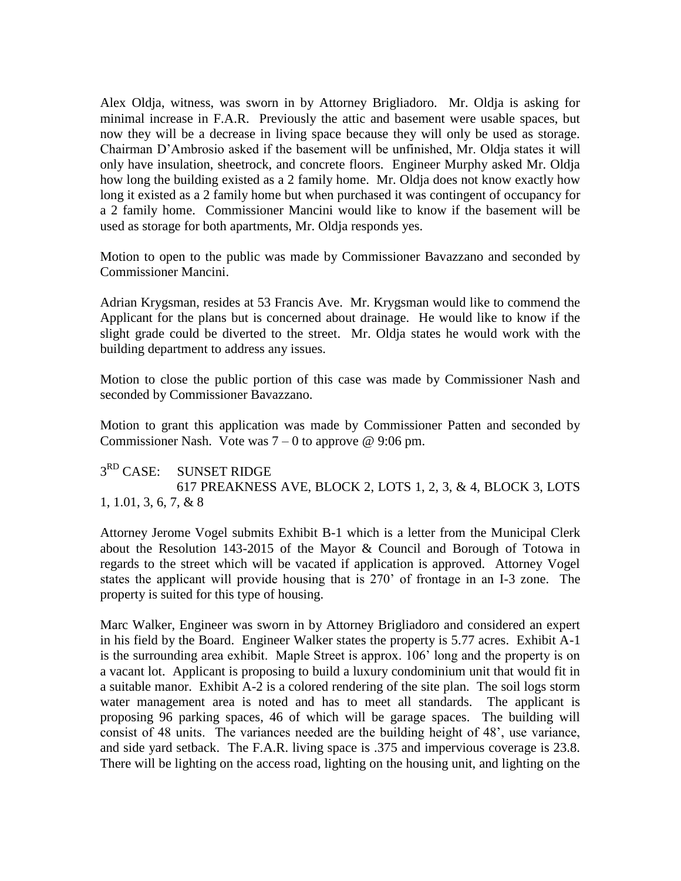Alex Oldja, witness, was sworn in by Attorney Brigliadoro. Mr. Oldja is asking for minimal increase in F.A.R. Previously the attic and basement were usable spaces, but now they will be a decrease in living space because they will only be used as storage. Chairman D'Ambrosio asked if the basement will be unfinished, Mr. Oldja states it will only have insulation, sheetrock, and concrete floors. Engineer Murphy asked Mr. Oldja how long the building existed as a 2 family home. Mr. Oldja does not know exactly how long it existed as a 2 family home but when purchased it was contingent of occupancy for a 2 family home. Commissioner Mancini would like to know if the basement will be used as storage for both apartments, Mr. Oldja responds yes.

Motion to open to the public was made by Commissioner Bavazzano and seconded by Commissioner Mancini.

Adrian Krygsman, resides at 53 Francis Ave. Mr. Krygsman would like to commend the Applicant for the plans but is concerned about drainage. He would like to know if the slight grade could be diverted to the street. Mr. Oldja states he would work with the building department to address any issues.

Motion to close the public portion of this case was made by Commissioner Nash and seconded by Commissioner Bavazzano.

Motion to grant this application was made by Commissioner Patten and seconded by Commissioner Nash. Vote was 7 – 0 to approve @ 9:06 pm.

3RD CASE: SUNSET RIDGE
617 PREAKNESS AVE, BLOCK 2, LOTS 1, 2, 3, & 4, BLOCK 3, LOTS 1, 1.01, 3, 6, 7, & 8

Attorney Jerome Vogel submits Exhibit B-1 which is a letter from the Municipal Clerk about the Resolution 143-2015 of the Mayor & Council and Borough of Totowa in regards to the street which will be vacated if application is approved. Attorney Vogel states the applicant will provide housing that is 270' of frontage in an I-3 zone. The property is suited for this type of housing.

Marc Walker, Engineer was sworn in by Attorney Brigliadoro and considered an expert in his field by the Board. Engineer Walker states the property is 5.77 acres. Exhibit A-1 is the surrounding area exhibit. Maple Street is approx. 106' long and the property is on a vacant lot. Applicant is proposing to build a luxury condominium unit that would fit in a suitable manor. Exhibit A-2 is a colored rendering of the site plan. The soil logs storm water management area is noted and has to meet all standards. The applicant is proposing 96 parking spaces, 46 of which will be garage spaces. The building will consist of 48 units. The variances needed are the building height of 48', use variance, and side yard setback. The F.A.R. living space is .375 and impervious coverage is 23.8. There will be lighting on the access road, lighting on the housing unit, and lighting on the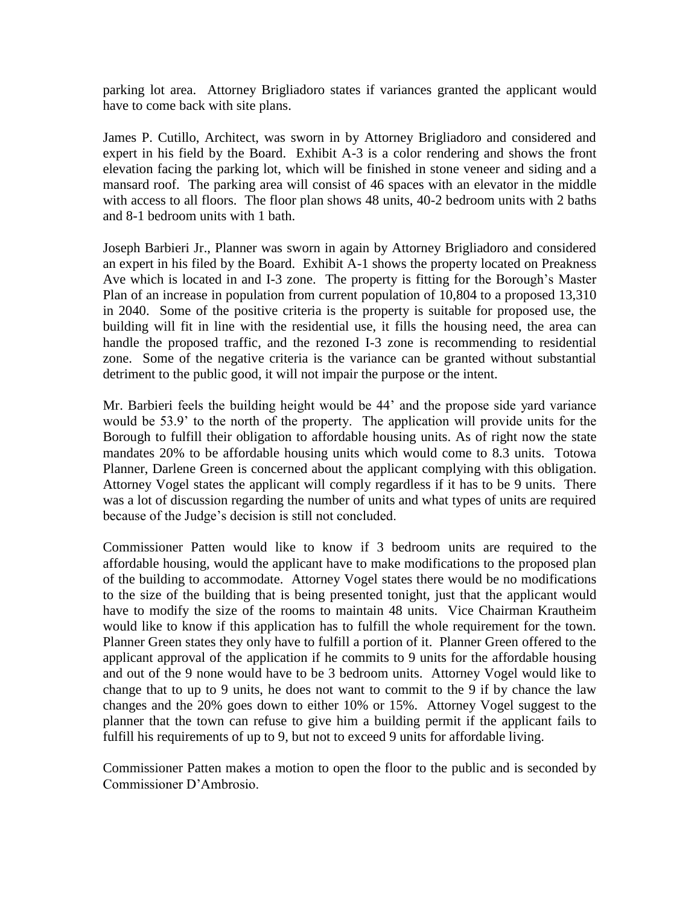parking lot area. Attorney Brigliadoro states if variances granted the applicant would have to come back with site plans.

James P. Cutillo, Architect, was sworn in by Attorney Brigliadoro and considered and expert in his field by the Board. Exhibit A-3 is a color rendering and shows the front elevation facing the parking lot, which will be finished in stone veneer and siding and a mansard roof. The parking area will consist of 46 spaces with an elevator in the middle with access to all floors. The floor plan shows 48 units, 40-2 bedroom units with 2 baths and 8-1 bedroom units with 1 bath.

Joseph Barbieri Jr., Planner was sworn in again by Attorney Brigliadoro and considered an expert in his filed by the Board. Exhibit A-1 shows the property located on Preakness Ave which is located in and I-3 zone. The property is fitting for the Borough's Master Plan of an increase in population from current population of 10,804 to a proposed 13,310 in 2040. Some of the positive criteria is the property is suitable for proposed use, the building will fit in line with the residential use, it fills the housing need, the area can handle the proposed traffic, and the rezoned I-3 zone is recommending to residential zone. Some of the negative criteria is the variance can be granted without substantial detriment to the public good, it will not impair the purpose or the intent.

Mr. Barbieri feels the building height would be 44' and the propose side yard variance would be 53.9' to the north of the property. The application will provide units for the Borough to fulfill their obligation to affordable housing units. As of right now the state mandates 20% to be affordable housing units which would come to 8.3 units. Totowa Planner, Darlene Green is concerned about the applicant complying with this obligation. Attorney Vogel states the applicant will comply regardless if it has to be 9 units. There was a lot of discussion regarding the number of units and what types of units are required because of the Judge's decision is still not concluded.

Commissioner Patten would like to know if 3 bedroom units are required to the affordable housing, would the applicant have to make modifications to the proposed plan of the building to accommodate. Attorney Vogel states there would be no modifications to the size of the building that is being presented tonight, just that the applicant would have to modify the size of the rooms to maintain 48 units. Vice Chairman Krautheim would like to know if this application has to fulfill the whole requirement for the town. Planner Green states they only have to fulfill a portion of it. Planner Green offered to the applicant approval of the application if he commits to 9 units for the affordable housing and out of the 9 none would have to be 3 bedroom units. Attorney Vogel would like to change that to up to 9 units, he does not want to commit to the 9 if by chance the law changes and the 20% goes down to either 10% or 15%. Attorney Vogel suggest to the planner that the town can refuse to give him a building permit if the applicant fails to fulfill his requirements of up to 9, but not to exceed 9 units for affordable living.

Commissioner Patten makes a motion to open the floor to the public and is seconded by Commissioner D'Ambrosio.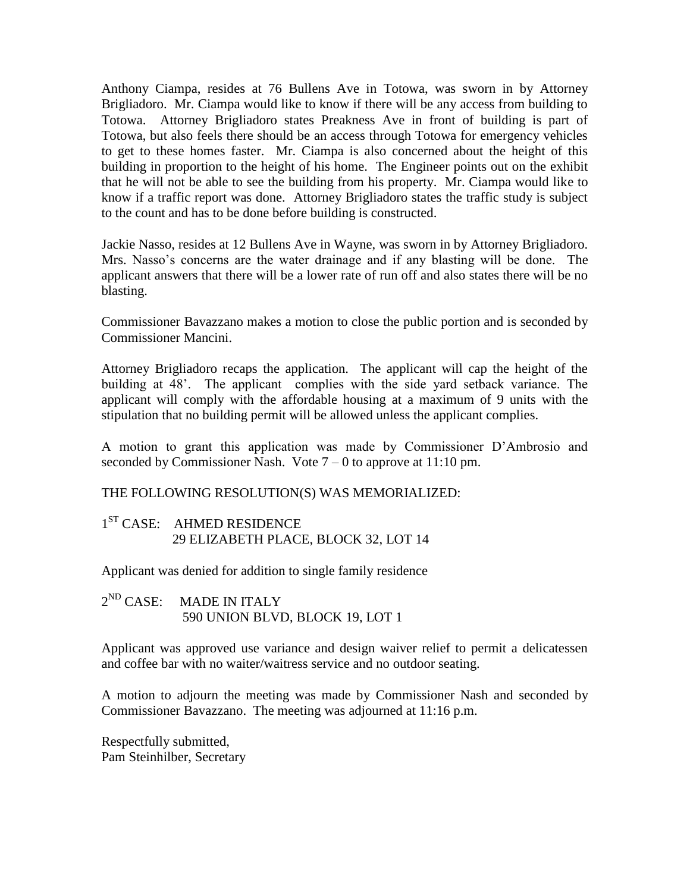Anthony Ciampa, resides at 76 Bullens Ave in Totowa, was sworn in by Attorney Brigliadoro. Mr. Ciampa would like to know if there will be any access from building to Totowa. Attorney Brigliadoro states Preakness Ave in front of building is part of Totowa, but also feels there should be an access through Totowa for emergency vehicles to get to these homes faster. Mr. Ciampa is also concerned about the height of this building in proportion to the height of his home. The Engineer points out on the exhibit that he will not be able to see the building from his property. Mr. Ciampa would like to know if a traffic report was done. Attorney Brigliadoro states the traffic study is subject to the count and has to be done before building is constructed.

Jackie Nasso, resides at 12 Bullens Ave in Wayne, was sworn in by Attorney Brigliadoro. Mrs. Nasso's concerns are the water drainage and if any blasting will be done. The applicant answers that there will be a lower rate of run off and also states there will be no blasting.

Commissioner Bavazzano makes a motion to close the public portion and is seconded by Commissioner Mancini.

Attorney Brigliadoro recaps the application. The applicant will cap the height of the building at 48'. The applicant complies with the side yard setback variance. The applicant will comply with the affordable housing at a maximum of 9 units with the stipulation that no building permit will be allowed unless the applicant complies.

A motion to grant this application was made by Commissioner D'Ambrosio and seconded by Commissioner Nash. Vote 7 – 0 to approve at 11:10 pm.

THE FOLLOWING RESOLUTION(S) WAS MEMORIALIZED:

1ST CASE: AHMED RESIDENCE
29 ELIZABETH PLACE, BLOCK 32, LOT 14

Applicant was denied for addition to single family residence

2ND CASE: MADE IN ITALY
590 UNION BLVD, BLOCK 19, LOT 1

Applicant was approved use variance and design waiver relief to permit a delicatessen and coffee bar with no waiter/waitress service and no outdoor seating.

A motion to adjourn the meeting was made by Commissioner Nash and seconded by Commissioner Bavazzano. The meeting was adjourned at 11:16 p.m.

Respectfully submitted,
Pam Steinhilber, Secretary